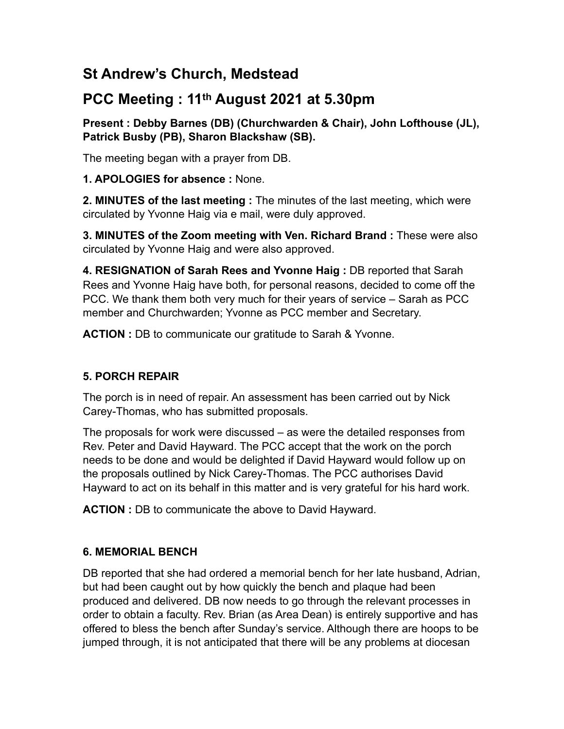# St Andrew's Church, Medstead

# PCC Meeting : 11th August 2021 at 5.30pm

**Present : Debby Barnes (DB) (Churchwarden & Chair), John Lofthouse (JL), Patrick Busby (PB), Sharon Blackshaw (SB).**

The meeting began with a prayer from DB.

**1. APOLOGIES for absence :** None.

**2. MINUTES of the last meeting :** The minutes of the last meeting, which were circulated by Yvonne Haig via e mail, were duly approved.

**3. MINUTES of the Zoom meeting with Ven. Richard Brand :** These were also circulated by Yvonne Haig and were also approved.

**4. RESIGNATION of Sarah Rees and Yvonne Haig :** DB reported that Sarah Rees and Yvonne Haig have both, for personal reasons, decided to come off the PCC. We thank them both very much for their years of service – Sarah as PCC member and Churchwarden; Yvonne as PCC member and Secretary.

**ACTION :** DB to communicate our gratitude to Sarah & Yvonne.

**5. PORCH REPAIR**

The porch is in need of repair. An assessment has been carried out by Nick Carey-Thomas, who has submitted proposals.

The proposals for work were discussed – as were the detailed responses from Rev. Peter and David Hayward. The PCC accept that the work on the porch needs to be done and would be delighted if David Hayward would follow up on the proposals outlined by Nick Carey-Thomas. The PCC authorises David Hayward to act on its behalf in this matter and is very grateful for his hard work.

**ACTION :** DB to communicate the above to David Hayward.

**6. MEMORIAL BENCH**

DB reported that she had ordered a memorial bench for her late husband, Adrian, but had been caught out by how quickly the bench and plaque had been produced and delivered. DB now needs to go through the relevant processes in order to obtain a faculty. Rev. Brian (as Area Dean) is entirely supportive and has offered to bless the bench after Sunday's service. Although there are hoops to be jumped through, it is not anticipated that there will be any problems at diocesan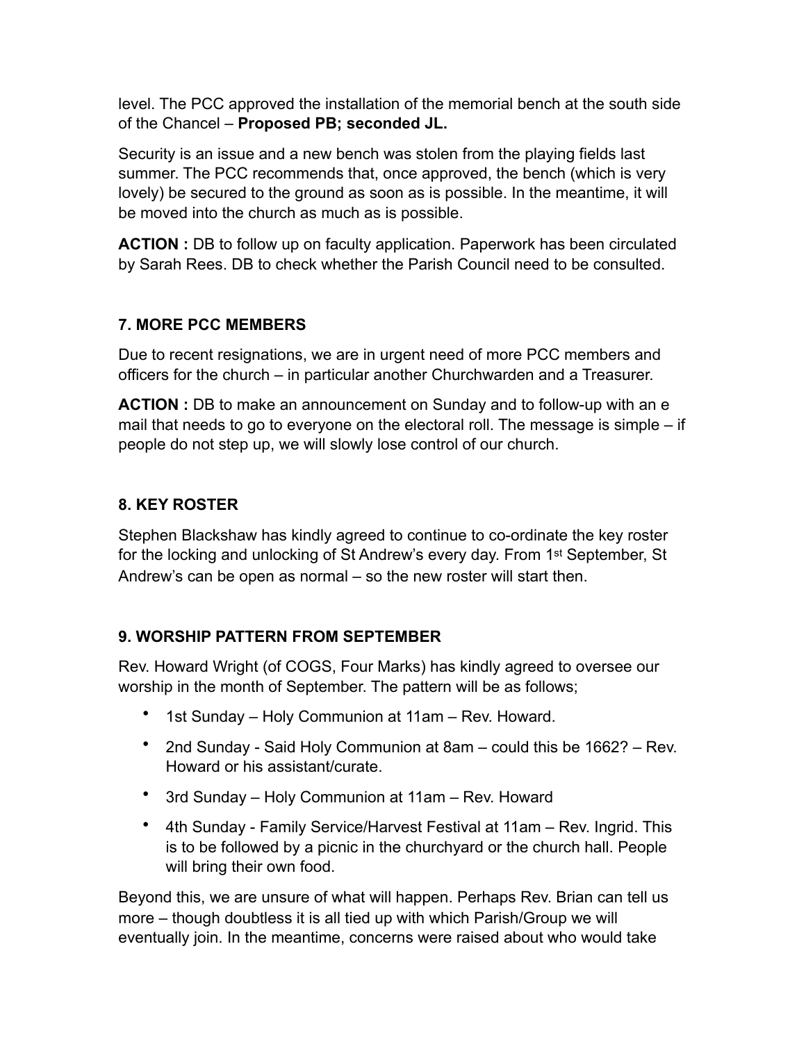level. The PCC approved the installation of the memorial bench at the south side of the Chancel – **Proposed PB; seconded JL.**

Security is an issue and a new bench was stolen from the playing fields last summer. The PCC recommends that, once approved, the bench (which is very lovely) be secured to the ground as soon as is possible. In the meantime, it will be moved into the church as much as is possible.

**ACTION :** DB to follow up on faculty application. Paperwork has been circulated by Sarah Rees. DB to check whether the Parish Council need to be consulted.

### 7. MORE PCC MEMBERS

Due to recent resignations, we are in urgent need of more PCC members and officers for the church – in particular another Churchwarden and a Treasurer.

**ACTION :** DB to make an announcement on Sunday and to follow-up with an e mail that needs to go to everyone on the electoral roll. The message is simple – if people do not step up, we will slowly lose control of our church.

### 8. KEY ROSTER

Stephen Blackshaw has kindly agreed to continue to co-ordinate the key roster for the locking and unlocking of St Andrew's every day. From 1st September, St Andrew's can be open as normal – so the new roster will start then.

### 9. WORSHIP PATTERN FROM SEPTEMBER

Rev. Howard Wright (of COGS, Four Marks) has kindly agreed to oversee our worship in the month of September. The pattern will be as follows;

- 1st Sunday – Holy Communion at 11am – Rev. Howard.
- 2nd Sunday - Said Holy Communion at 8am – could this be 1662? – Rev. Howard or his assistant/curate.
- 3rd Sunday – Holy Communion at 11am – Rev. Howard
- 4th Sunday - Family Service/Harvest Festival at 11am – Rev. Ingrid. This is to be followed by a picnic in the churchyard or the church hall. People will bring their own food.

Beyond this, we are unsure of what will happen. Perhaps Rev. Brian can tell us more – though doubtless it is all tied up with which Parish/Group we will eventually join. In the meantime, concerns were raised about who would take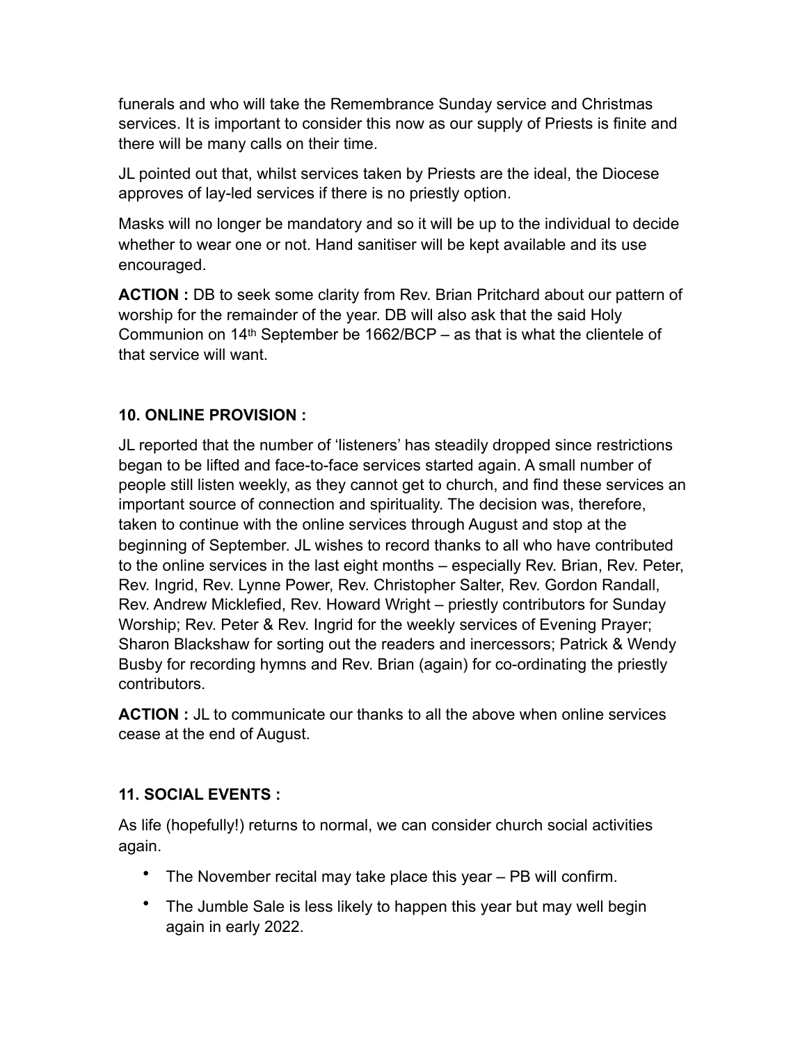funerals and who will take the Remembrance Sunday service and Christmas services. It is important to consider this now as our supply of Priests is finite and there will be many calls on their time.

JL pointed out that, whilst services taken by Priests are the ideal, the Diocese approves of lay-led services if there is no priestly option.

Masks will no longer be mandatory and so it will be up to the individual to decide whether to wear one or not. Hand sanitiser will be kept available and its use encouraged.

**ACTION :** DB to seek some clarity from Rev. Brian Pritchard about our pattern of worship for the remainder of the year. DB will also ask that the said Holy Communion on 14th September be 1662/BCP – as that is what the clientele of that service will want.

**10. ONLINE PROVISION :**

JL reported that the number of 'listeners' has steadily dropped since restrictions began to be lifted and face-to-face services started again. A small number of people still listen weekly, as they cannot get to church, and find these services an important source of connection and spirituality. The decision was, therefore, taken to continue with the online services through August and stop at the beginning of September. JL wishes to record thanks to all who have contributed to the online services in the last eight months – especially Rev. Brian, Rev. Peter, Rev. Ingrid, Rev. Lynne Power, Rev. Christopher Salter, Rev. Gordon Randall, Rev. Andrew Micklefied, Rev. Howard Wright – priestly contributors for Sunday Worship; Rev. Peter & Rev. Ingrid for the weekly services of Evening Prayer; Sharon Blackshaw for sorting out the readers and inercessors; Patrick & Wendy Busby for recording hymns and Rev. Brian (again) for co-ordinating the priestly contributors.

**ACTION :** JL to communicate our thanks to all the above when online services cease at the end of August.

**11. SOCIAL EVENTS :**

As life (hopefully!) returns to normal, we can consider church social activities again.

- The November recital may take place this year – PB will confirm.
- The Jumble Sale is less likely to happen this year but may well begin again in early 2022.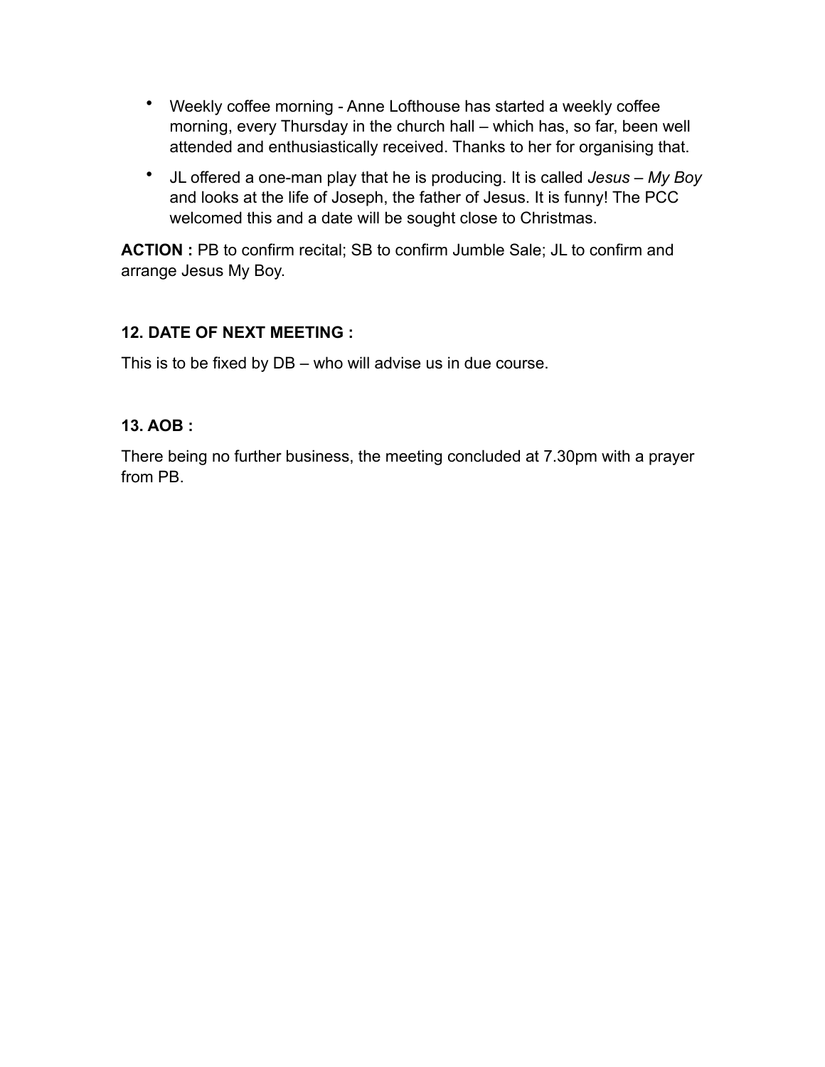- Weekly coffee morning - Anne Lofthouse has started a weekly coffee morning, every Thursday in the church hall – which has, so far, been well attended and enthusiastically received. Thanks to her for organising that.
- JL offered a one-man play that he is producing. It is called *Jesus – My Boy* and looks at the life of Joseph, the father of Jesus. It is funny! The PCC welcomed this and a date will be sought close to Christmas.

**ACTION :** PB to confirm recital; SB to confirm Jumble Sale; JL to confirm and arrange Jesus My Boy.

**12. DATE OF NEXT MEETING :**

This is to be fixed by DB – who will advise us in due course.

**13. AOB :**

There being no further business, the meeting concluded at 7.30pm with a prayer from PB.